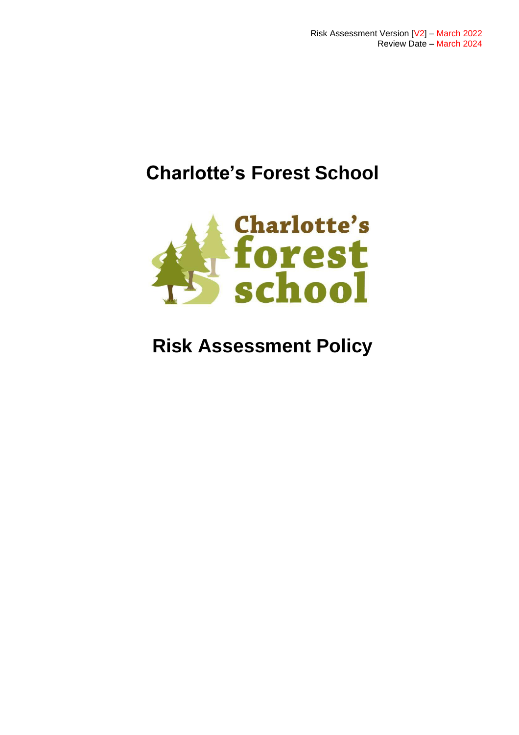Risk Assessment Version [V2] – March 2022
Review Date – March 2024

# Charlotte's Forest School

# Risk Assessment Policy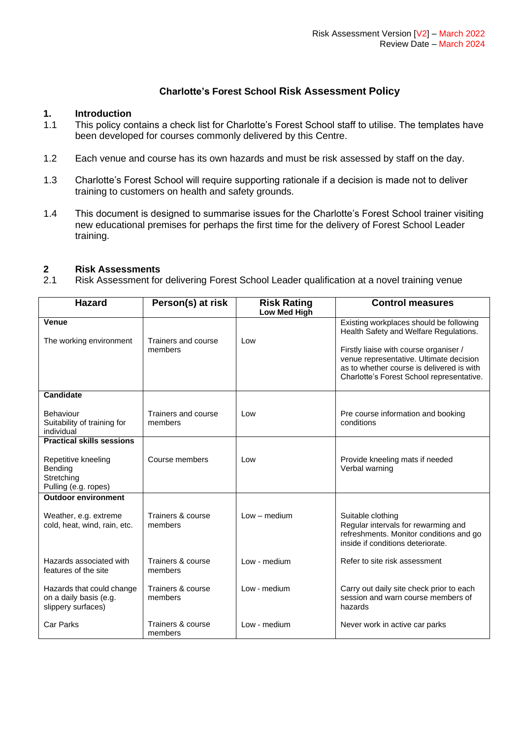Risk Assessment Version [V2] – March 2022
Review Date – March 2024

# Charlotte's Forest School Risk Assessment Policy

## 1. Introduction

1.1 This policy contains a check list for Charlotte's Forest School staff to utilise. The templates have been developed for courses commonly delivered by this Centre.

1.2 Each venue and course has its own hazards and must be risk assessed by staff on the day.

1.3 Charlotte's Forest School will require supporting rationale if a decision is made not to deliver training to customers on health and safety grounds.

1.4 This document is designed to summarise issues for the Charlotte's Forest School trainer visiting new educational premises for perhaps the first time for the delivery of Forest School Leader training.

## 2 Risk Assessments

2.1 Risk Assessment for delivering Forest School Leader qualification at a novel training venue

| Hazard | Person(s) at risk | Risk Rating<br>Low Med High | Control measures |
|---|---|---|---|
| **Venue**<br><br>The working environment | Trainers and course members | Low | Existing workplaces should be following Health Safety and Welfare Regulations.<br><br>Firstly liaise with course organiser / venue representative. Ultimate decision as to whether course is delivered is with Charlotte's Forest School representative. |
| **Candidate**<br><br>Behaviour<br>Suitability of training for individual | Trainers and course members | Low | Pre course information and booking conditions |
| **Practical skills sessions**<br><br>Repetitive kneeling<br>Bending<br>Stretching<br>Pulling (e.g. ropes) | Course members | Low | Provide kneeling mats if needed<br>Verbal warning |
| **Outdoor environment**<br><br>Weather, e.g. extreme cold, heat, wind, rain, etc. | Trainers & course members | Low – medium | Suitable clothing<br>Regular intervals for rewarming and refreshments. Monitor conditions and go inside if conditions deteriorate. |
| Hazards associated with features of the site | Trainers & course members | Low - medium | Refer to site risk assessment |
| Hazards that could change on a daily basis (e.g. slippery surfaces) | Trainers & course members | Low - medium | Carry out daily site check prior to each session and warn course members of hazards |
| Car Parks | Trainers & course members | Low - medium | Never work in active car parks |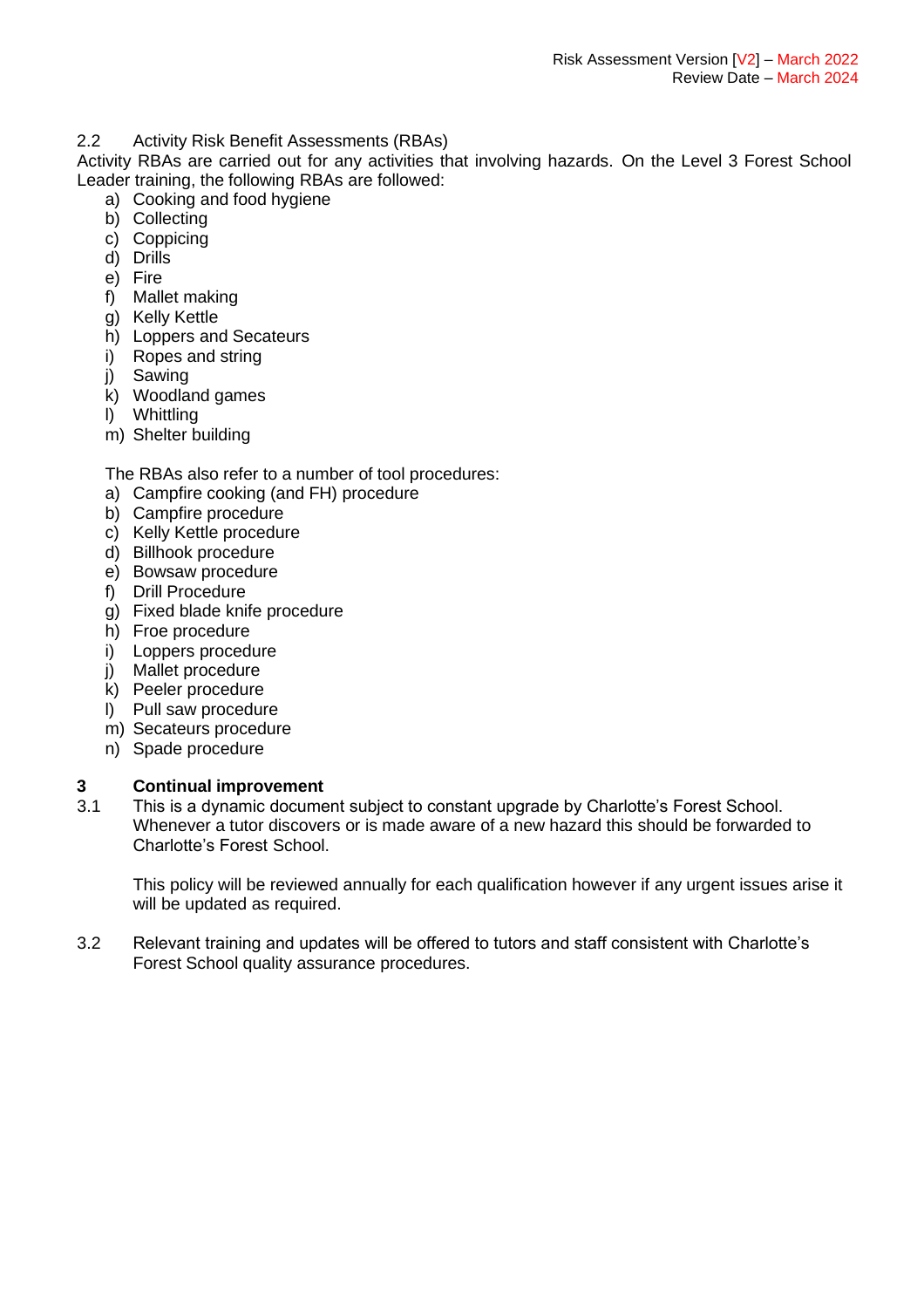2.2 Activity Risk Benefit Assessments (RBAs)

Activity RBAs are carried out for any activities that involving hazards. On the Level 3 Forest School Leader training, the following RBAs are followed:

a) Cooking and food hygiene
b) Collecting
c) Coppicing
d) Drills
e) Fire
f) Mallet making
g) Kelly Kettle
h) Loppers and Secateurs
i) Ropes and string
j) Sawing
k) Woodland games
l) Whittling
m) Shelter building

The RBAs also refer to a number of tool procedures:

a) Campfire cooking (and FH) procedure
b) Campfire procedure
c) Kelly Kettle procedure
d) Billhook procedure
e) Bowsaw procedure
f) Drill Procedure
g) Fixed blade knife procedure
h) Froe procedure
i) Loppers procedure
j) Mallet procedure
k) Peeler procedure
l) Pull saw procedure
m) Secateurs procedure
n) Spade procedure

## 3 Continual improvement

3.1 This is a dynamic document subject to constant upgrade by Charlotte's Forest School. Whenever a tutor discovers or is made aware of a new hazard this should be forwarded to Charlotte's Forest School.

This policy will be reviewed annually for each qualification however if any urgent issues arise it will be updated as required.

3.2 Relevant training and updates will be offered to tutors and staff consistent with Charlotte's Forest School quality assurance procedures.